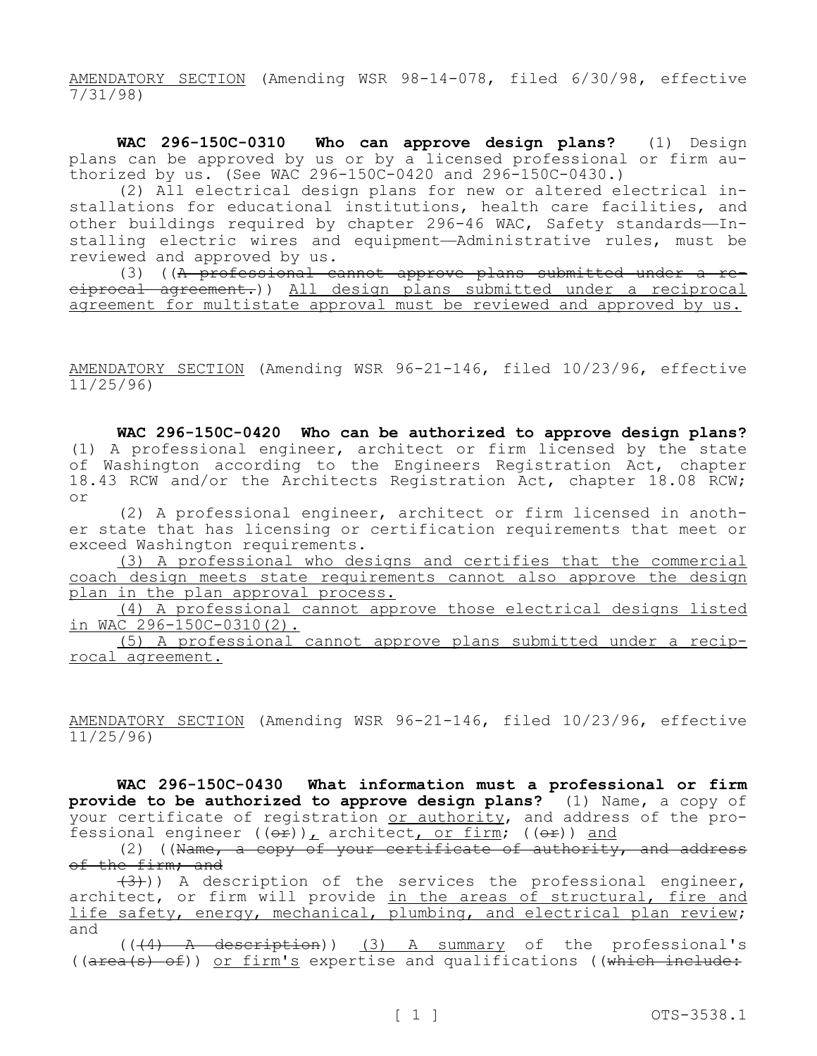AMENDATORY SECTION (Amending WSR 98-14-078, filed 6/30/98, effective 7/31/98)

**WAC 296-150C-0310 Who can approve design plans?** (1) Design plans can be approved by us or by a licensed professional or firm authorized by us. (See WAC 296-150C-0420 and 296-150C-0430.)

(2) All electrical design plans for new or altered electrical installations for educational institutions, health care facilities, and other buildings required by chapter 296-46 WAC, Safety standards—Installing electric wires and equipment—Administrative rules, must be reviewed and approved by us.

(3) ((~~A professional cannot approve plans submitted under a reciprocal agreement.~~)) All design plans submitted under a reciprocal agreement for multistate approval must be reviewed and approved by us.

AMENDATORY SECTION (Amending WSR 96-21-146, filed 10/23/96, effective 11/25/96)

**WAC 296-150C-0420 Who can be authorized to approve design plans?** (1) A professional engineer, architect or firm licensed by the state of Washington according to the Engineers Registration Act, chapter 18.43 RCW and/or the Architects Registration Act, chapter 18.08 RCW; or

(2) A professional engineer, architect or firm licensed in another state that has licensing or certification requirements that meet or exceed Washington requirements.

(3) A professional who designs and certifies that the commercial coach design meets state requirements cannot also approve the design plan in the plan approval process.

(4) A professional cannot approve those electrical designs listed in WAC 296-150C-0310(2).

(5) A professional cannot approve plans submitted under a reciprocal agreement.

AMENDATORY SECTION (Amending WSR 96-21-146, filed 10/23/96, effective 11/25/96)

**WAC 296-150C-0430 What information must a professional or firm provide to be authorized to approve design plans?** (1) Name, a copy of your certificate of registration or authority, and address of the professional engineer ((~~or~~)), architect, or firm; ((~~or~~)) and

(2) ((~~Name, a copy of your certificate of authority, and address of the firm; and~~

~~(3)~~)) A description of the services the professional engineer, architect, or firm will provide in the areas of structural, fire and life safety, energy, mechanical, plumbing, and electrical plan review; and

((~~(4) A description~~)) (3) A summary of the professional's ((~~area(s) of~~)) or firm's expertise and qualifications ((~~which include:~~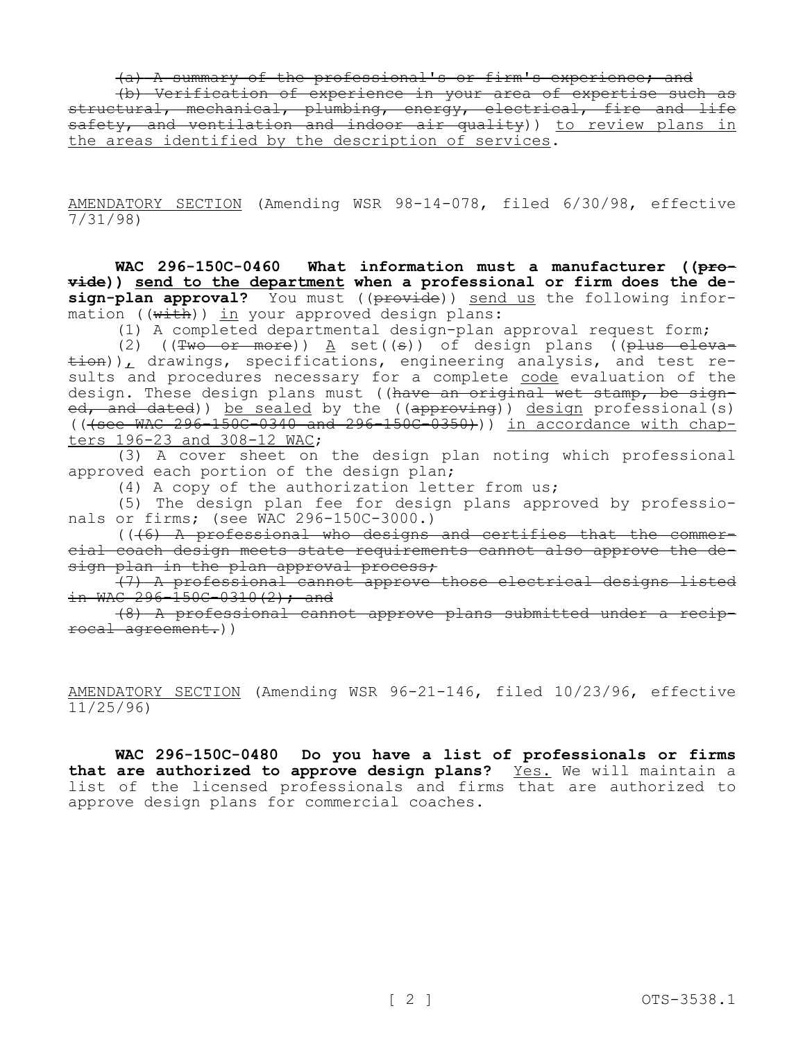~~(a) A summary of the professional's or firm's experience; and~~

~~(b) Verification of experience in your area of expertise such as structural, mechanical, plumbing, energy, electrical, fire and life safety, and ventilation and indoor air quality~~)) <u>to review plans in the areas identified by the description of services</u>.

<u>AMENDATORY SECTION</u> (Amending WSR 98-14-078, filed 6/30/98, effective 7/31/98)

**WAC 296-150C-0460 What information must a manufacturer ((~~provide~~)) <u>send to the department</u> when a professional or firm does the design-plan approval?** You must ((~~provide~~)) <u>send us</u> the following information ((~~with~~)) <u>in</u> your approved design plans:

(1) A completed departmental design-plan approval request form;

(2) ((~~Two or more~~)) <u>A</u> set((~~s~~)) of design plans ((~~plus elevation~~))<u>,</u> drawings, specifications, engineering analysis, and test results and procedures necessary for a complete <u>code</u> evaluation of the design. These design plans must ((~~have an original wet stamp, be signed, and dated~~)) <u>be sealed</u> by the ((~~approving~~)) <u>design</u> professional(s) ((~~(see WAC 296-150C-0340 and 296-150C-0350)~~)) <u>in accordance with chapters 196-23 and 308-12 WAC</u>;

(3) A cover sheet on the design plan noting which professional approved each portion of the design plan;

(4) A copy of the authorization letter from us;

(5) The design plan fee for design plans approved by professionals or firms; (see WAC 296-150C-3000.)

((~~(6) A professional who designs and certifies that the commercial coach design meets state requirements cannot also approve the design plan in the plan approval process;~~

~~(7) A professional cannot approve those electrical designs listed in WAC 296-150C-0310(2); and~~

~~(8) A professional cannot approve plans submitted under a reciprocal agreement.~~))

<u>AMENDATORY SECTION</u> (Amending WSR 96-21-146, filed 10/23/96, effective 11/25/96)

**WAC 296-150C-0480 Do you have a list of professionals or firms that are authorized to approve design plans?** <u>Yes.</u> We will maintain a list of the licensed professionals and firms that are authorized to approve design plans for commercial coaches.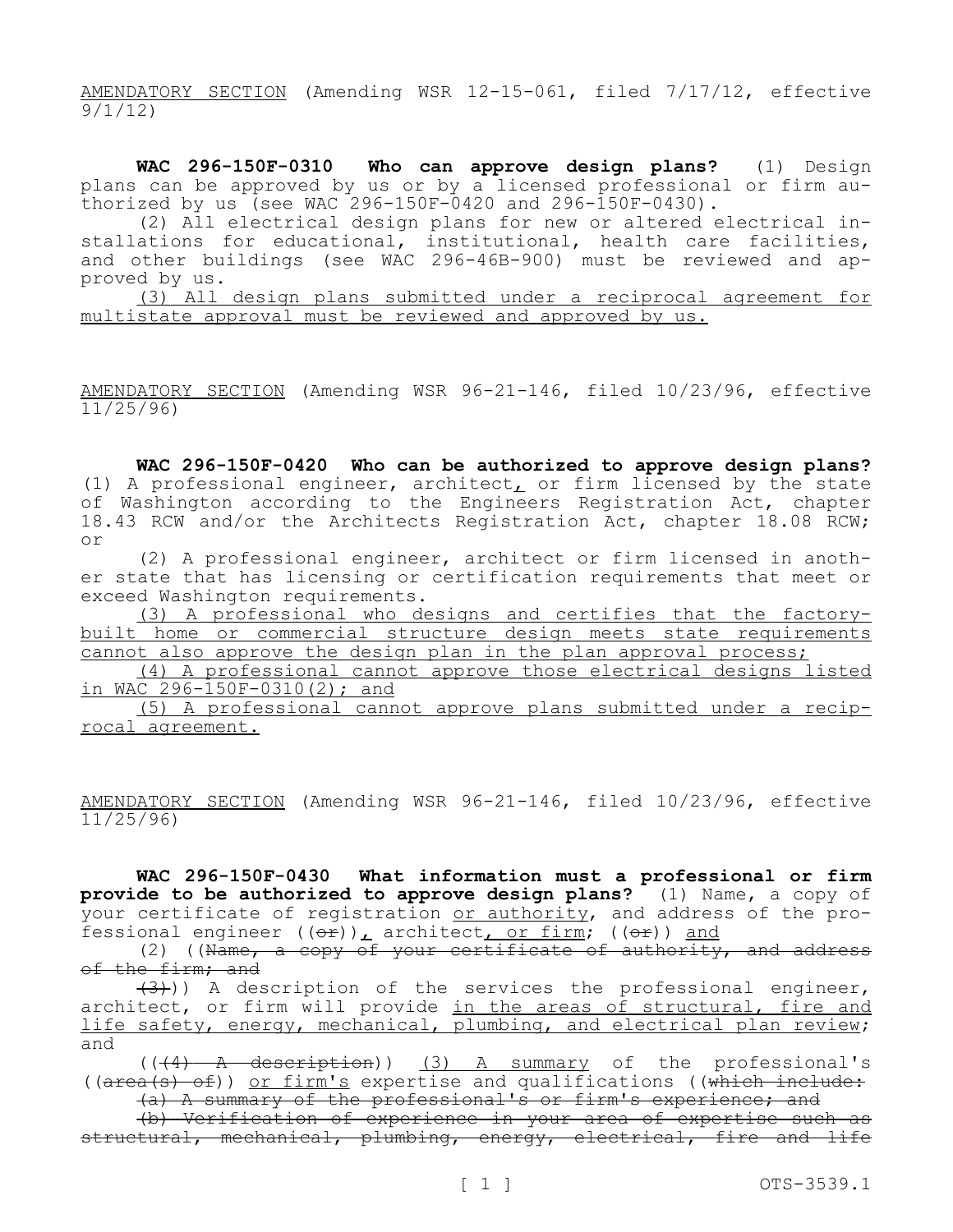AMENDATORY SECTION (Amending WSR 12-15-061, filed 7/17/12, effective 9/1/12)

**WAC 296-150F-0310 Who can approve design plans?** (1) Design plans can be approved by us or by a licensed professional or firm authorized by us (see WAC 296-150F-0420 and 296-150F-0430).

(2) All electrical design plans for new or altered electrical installations for educational, institutional, health care facilities, and other buildings (see WAC 296-46B-900) must be reviewed and approved by us.

(3) All design plans submitted under a reciprocal agreement for multistate approval must be reviewed and approved by us.

AMENDATORY SECTION (Amending WSR 96-21-146, filed 10/23/96, effective 11/25/96)

**WAC 296-150F-0420 Who can be authorized to approve design plans?** (1) A professional engineer, architect, or firm licensed by the state of Washington according to the Engineers Registration Act, chapter 18.43 RCW and/or the Architects Registration Act, chapter 18.08 RCW; or

(2) A professional engineer, architect or firm licensed in another state that has licensing or certification requirements that meet or exceed Washington requirements.

(3) A professional who designs and certifies that the factory-built home or commercial structure design meets state requirements cannot also approve the design plan in the plan approval process;

(4) A professional cannot approve those electrical designs listed in WAC 296-150F-0310(2); and

(5) A professional cannot approve plans submitted under a reciprocal agreement.

AMENDATORY SECTION (Amending WSR 96-21-146, filed 10/23/96, effective 11/25/96)

**WAC 296-150F-0430 What information must a professional or firm provide to be authorized to approve design plans?** (1) Name, a copy of your certificate of registration or authority, and address of the professional engineer ((~~or~~)), architect, or firm; ((~~or~~)) and

(2) ((~~Name, a copy of your certificate of authority, and address of the firm; and~~

~~(3)~~)) A description of the services the professional engineer, architect, or firm will provide in the areas of structural, fire and life safety, energy, mechanical, plumbing, and electrical plan review; and

((~~(4) A description~~)) (3) A summary of the professional's ((~~area(s) of~~)) or firm's expertise and qualifications ((~~which include:~~

~~(a) A summary of the professional's or firm's experience; and~~

~~(b) Verification of experience in your area of expertise such as structural, mechanical, plumbing, energy, electrical, fire and life~~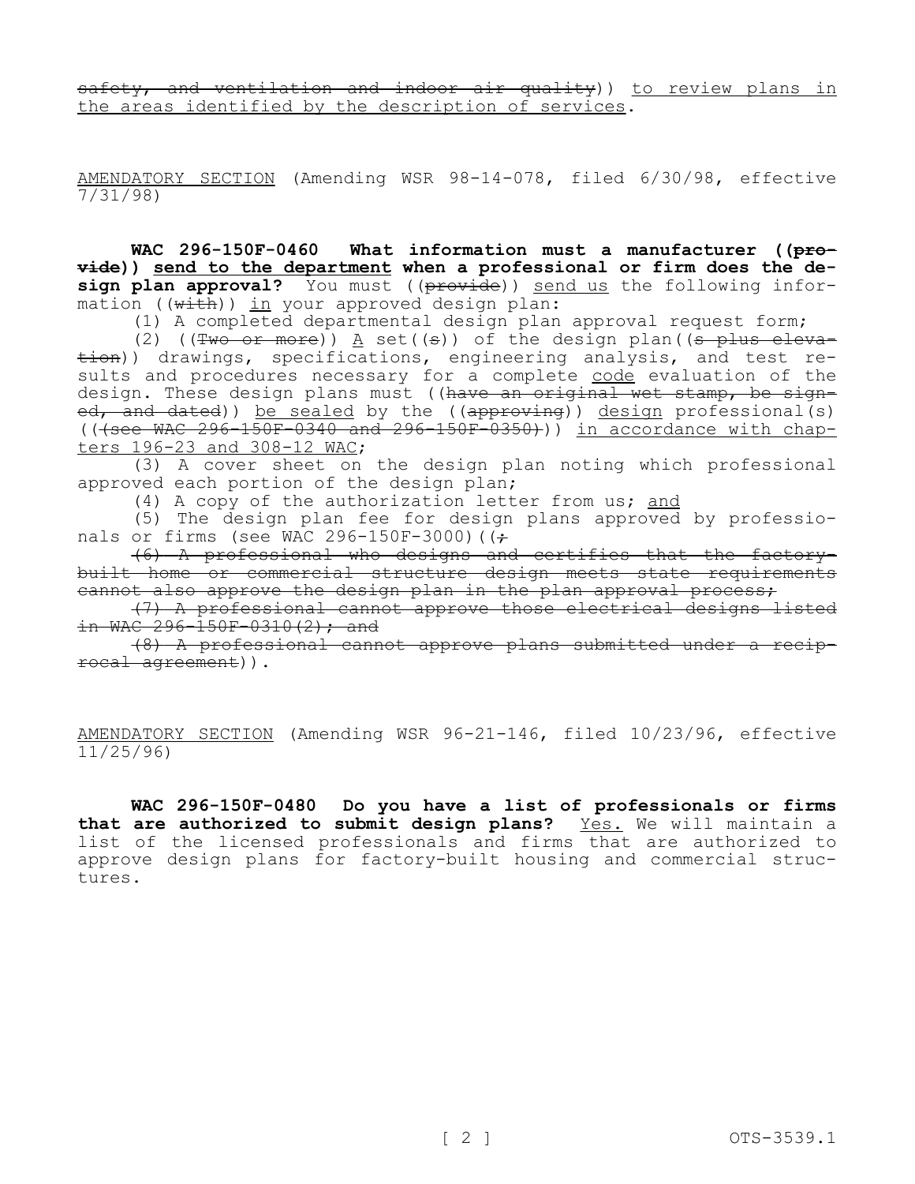~~safety, and ventilation and indoor air quality~~)) <u>to review plans in the areas identified by the description of services</u>.

<u>AMENDATORY SECTION</u> (Amending WSR 98-14-078, filed 6/30/98, effective 7/31/98)

**WAC 296-150F-0460 What information must a manufacturer ((~~provide~~)) <u>send to the department</u> when a professional or firm does the design plan approval?** You must ((~~provide~~)) <u>send us</u> the following information ((~~with~~)) <u>in</u> your approved design plan:

(1) A completed departmental design plan approval request form;

(2) ((~~Two or more~~)) <u>A</u> set((~~s~~)) of the design plan((~~s plus elevation~~)) drawings, specifications, engineering analysis, and test results and procedures necessary for a complete <u>code</u> evaluation of the design. These design plans must ((~~have an original wet stamp, be signed, and dated~~)) <u>be sealed</u> by the ((~~approving~~)) <u>design</u> professional(s) ((~~(see WAC 296-150F-0340 and 296-150F-0350)~~)) <u>in accordance with chapters 196-23 and 308-12 WAC</u>;

(3) A cover sheet on the design plan noting which professional approved each portion of the design plan;

(4) A copy of the authorization letter from us; <u>and</u>

(5) The design plan fee for design plans approved by professionals or firms (see WAC 296-150F-3000)((~~;~~

~~(6) A professional who designs and certifies that the factory-built home or commercial structure design meets state requirements cannot also approve the design plan in the plan approval process;~~

~~(7) A professional cannot approve those electrical designs listed in WAC 296-150F-0310(2); and~~

~~(8) A professional cannot approve plans submitted under a reciprocal agreement~~)).

<u>AMENDATORY SECTION</u> (Amending WSR 96-21-146, filed 10/23/96, effective 11/25/96)

**WAC 296-150F-0480 Do you have a list of professionals or firms that are authorized to submit design plans?** <u>Yes.</u> We will maintain a list of the licensed professionals and firms that are authorized to approve design plans for factory-built housing and commercial structures.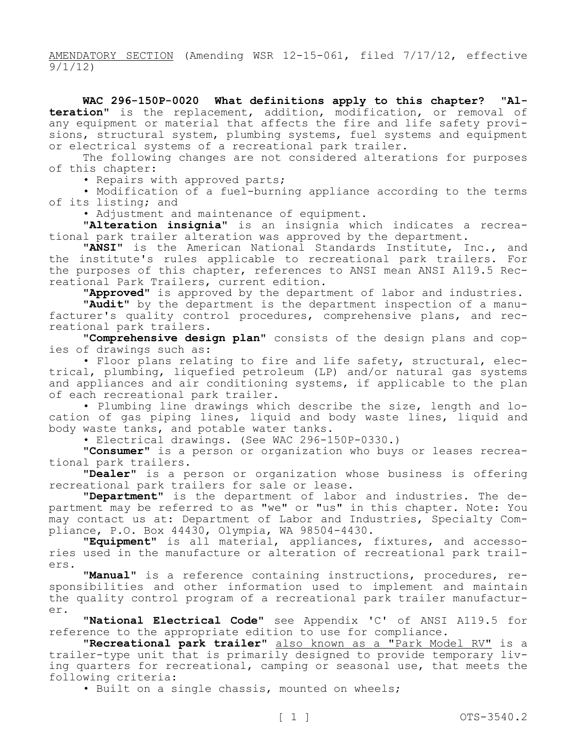AMENDATORY SECTION (Amending WSR 12-15-061, filed 7/17/12, effective 9/1/12)

**WAC 296-150P-0020 What definitions apply to this chapter?** "**Alteration**" is the replacement, addition, modification, or removal of any equipment or material that affects the fire and life safety provisions, structural system, plumbing systems, fuel systems and equipment or electrical systems of a recreational park trailer.

The following changes are not considered alterations for purposes of this chapter:

• Repairs with approved parts;

• Modification of a fuel-burning appliance according to the terms of its listing; and

• Adjustment and maintenance of equipment.

"**Alteration insignia**" is an insignia which indicates a recreational park trailer alteration was approved by the department.

"**ANSI**" is the American National Standards Institute, Inc., and the institute's rules applicable to recreational park trailers. For the purposes of this chapter, references to ANSI mean ANSI A119.5 Recreational Park Trailers, current edition.

"**Approved**" is approved by the department of labor and industries.

"**Audit**" by the department is the department inspection of a manufacturer's quality control procedures, comprehensive plans, and recreational park trailers.

"**Comprehensive design plan**" consists of the design plans and copies of drawings such as:

• Floor plans relating to fire and life safety, structural, electrical, plumbing, liquefied petroleum (LP) and/or natural gas systems and appliances and air conditioning systems, if applicable to the plan of each recreational park trailer.

• Plumbing line drawings which describe the size, length and location of gas piping lines, liquid and body waste lines, liquid and body waste tanks, and potable water tanks.

• Electrical drawings. (See WAC 296-150P-0330.)

"**Consumer**" is a person or organization who buys or leases recreational park trailers.

"**Dealer**" is a person or organization whose business is offering recreational park trailers for sale or lease.

"**Department**" is the department of labor and industries. The department may be referred to as "we" or "us" in this chapter. Note: You may contact us at: Department of Labor and Industries, Specialty Compliance, P.O. Box 44430, Olympia, WA 98504-4430.

"**Equipment**" is all material, appliances, fixtures, and accessories used in the manufacture or alteration of recreational park trailers.

"**Manual**" is a reference containing instructions, procedures, responsibilities and other information used to implement and maintain the quality control program of a recreational park trailer manufacturer.

"**National Electrical Code**" see Appendix 'C' of ANSI A119.5 for reference to the appropriate edition to use for compliance.

"**Recreational park trailer**" <u>also known as a "Park Model RV"</u> is a trailer-type unit that is primarily designed to provide temporary living quarters for recreational, camping or seasonal use, that meets the following criteria:

• Built on a single chassis, mounted on wheels;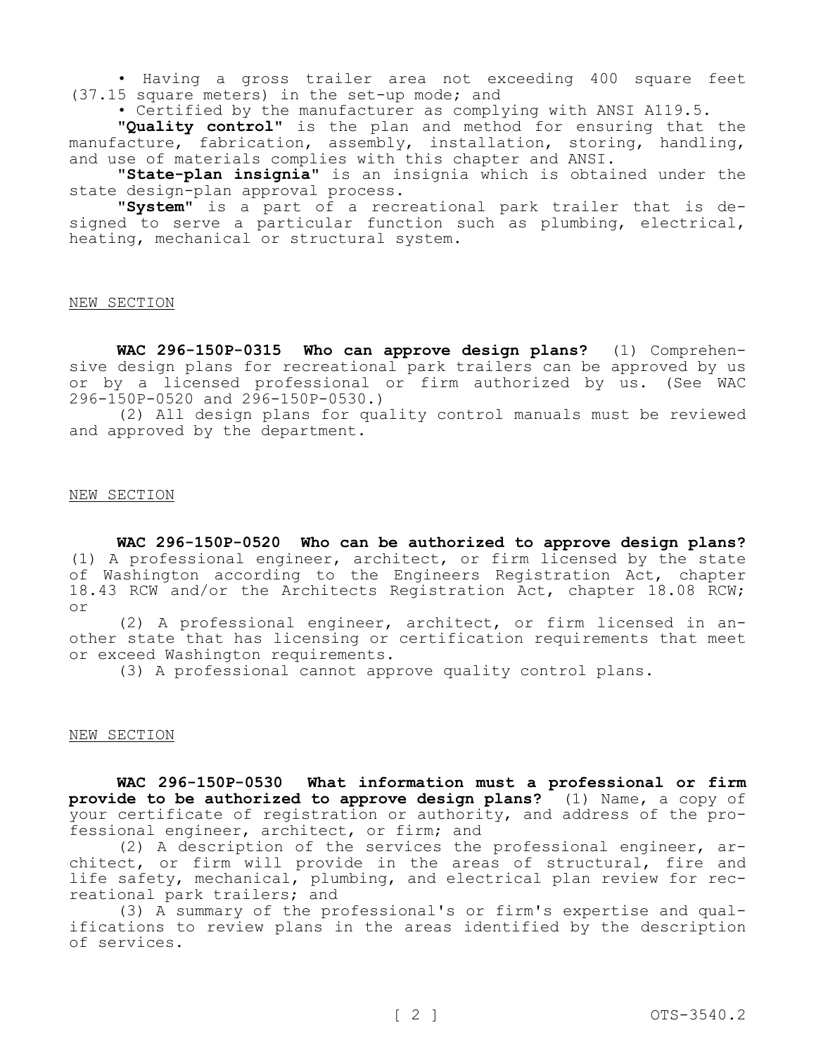• Having a gross trailer area not exceeding 400 square feet (37.15 square meters) in the set-up mode; and

• Certified by the manufacturer as complying with ANSI A119.5.

"**Quality control**" is the plan and method for ensuring that the manufacture, fabrication, assembly, installation, storing, handling, and use of materials complies with this chapter and ANSI.

"**State-plan insignia**" is an insignia which is obtained under the state design-plan approval process.

"**System**" is a part of a recreational park trailer that is designed to serve a particular function such as plumbing, electrical, heating, mechanical or structural system.

NEW SECTION

**WAC 296-150P-0315 Who can approve design plans?** (1) Comprehensive design plans for recreational park trailers can be approved by us or by a licensed professional or firm authorized by us. (See WAC 296-150P-0520 and 296-150P-0530.)

(2) All design plans for quality control manuals must be reviewed and approved by the department.

NEW SECTION

**WAC 296-150P-0520 Who can be authorized to approve design plans?** (1) A professional engineer, architect, or firm licensed by the state of Washington according to the Engineers Registration Act, chapter 18.43 RCW and/or the Architects Registration Act, chapter 18.08 RCW; or

(2) A professional engineer, architect, or firm licensed in another state that has licensing or certification requirements that meet or exceed Washington requirements.

(3) A professional cannot approve quality control plans.

NEW SECTION

**WAC 296-150P-0530 What information must a professional or firm provide to be authorized to approve design plans?** (1) Name, a copy of your certificate of registration or authority, and address of the professional engineer, architect, or firm; and

(2) A description of the services the professional engineer, architect, or firm will provide in the areas of structural, fire and life safety, mechanical, plumbing, and electrical plan review for recreational park trailers; and

(3) A summary of the professional's or firm's expertise and qualifications to review plans in the areas identified by the description of services.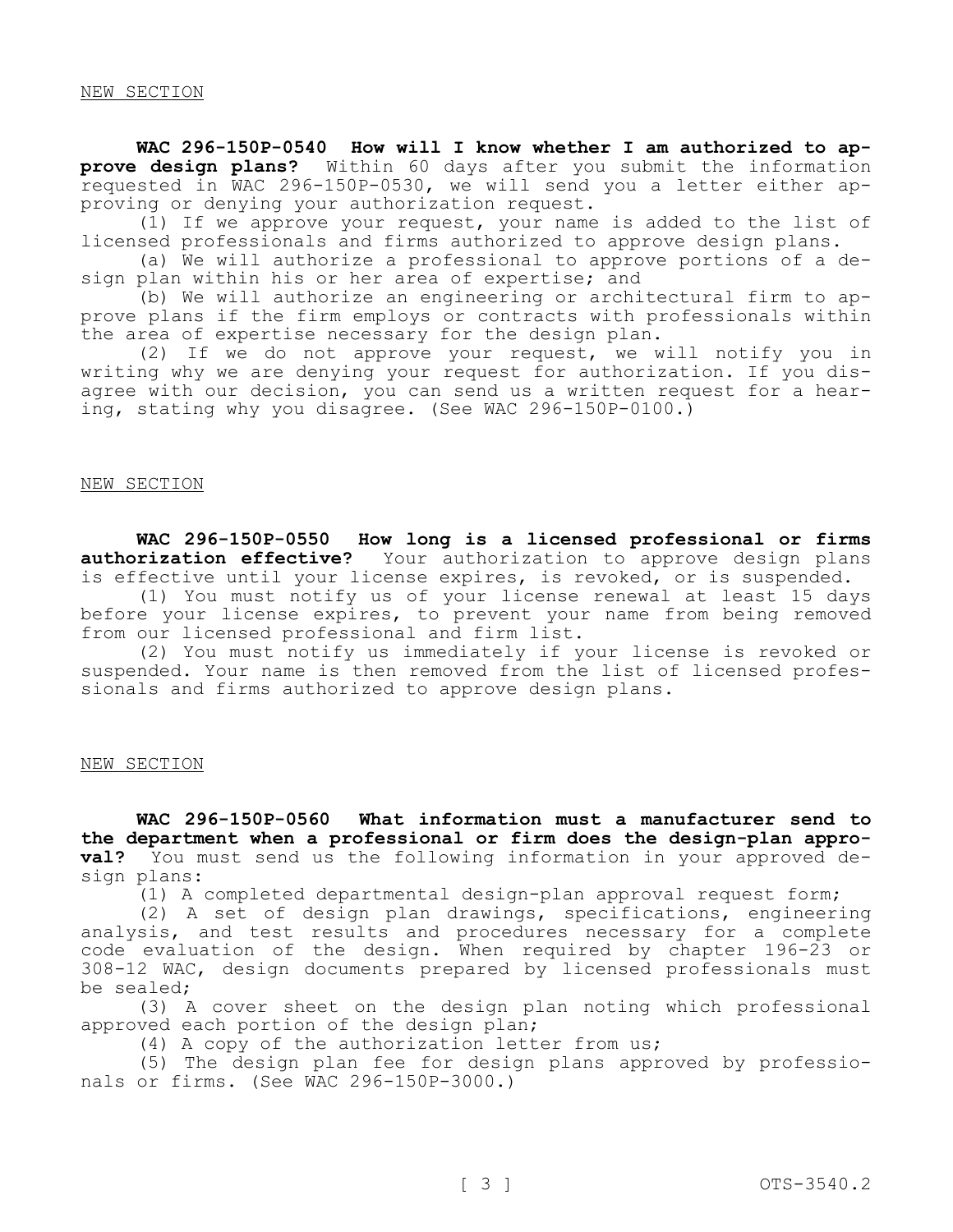NEW SECTION

**WAC 296-150P-0540 How will I know whether I am authorized to approve design plans?** Within 60 days after you submit the information requested in WAC 296-150P-0530, we will send you a letter either approving or denying your authorization request.

(1) If we approve your request, your name is added to the list of licensed professionals and firms authorized to approve design plans.

(a) We will authorize a professional to approve portions of a design plan within his or her area of expertise; and

(b) We will authorize an engineering or architectural firm to approve plans if the firm employs or contracts with professionals within the area of expertise necessary for the design plan.

(2) If we do not approve your request, we will notify you in writing why we are denying your request for authorization. If you disagree with our decision, you can send us a written request for a hearing, stating why you disagree. (See WAC 296-150P-0100.)

NEW SECTION

**WAC 296-150P-0550 How long is a licensed professional or firms authorization effective?** Your authorization to approve design plans is effective until your license expires, is revoked, or is suspended.

(1) You must notify us of your license renewal at least 15 days before your license expires, to prevent your name from being removed from our licensed professional and firm list.

(2) You must notify us immediately if your license is revoked or suspended. Your name is then removed from the list of licensed professionals and firms authorized to approve design plans.

NEW SECTION

**WAC 296-150P-0560 What information must a manufacturer send to the department when a professional or firm does the design-plan approval?** You must send us the following information in your approved design plans:

(1) A completed departmental design-plan approval request form;

(2) A set of design plan drawings, specifications, engineering analysis, and test results and procedures necessary for a complete code evaluation of the design. When required by chapter 196-23 or 308-12 WAC, design documents prepared by licensed professionals must be sealed;

(3) A cover sheet on the design plan noting which professional approved each portion of the design plan;

(4) A copy of the authorization letter from us;

(5) The design plan fee for design plans approved by professionals or firms. (See WAC 296-150P-3000.)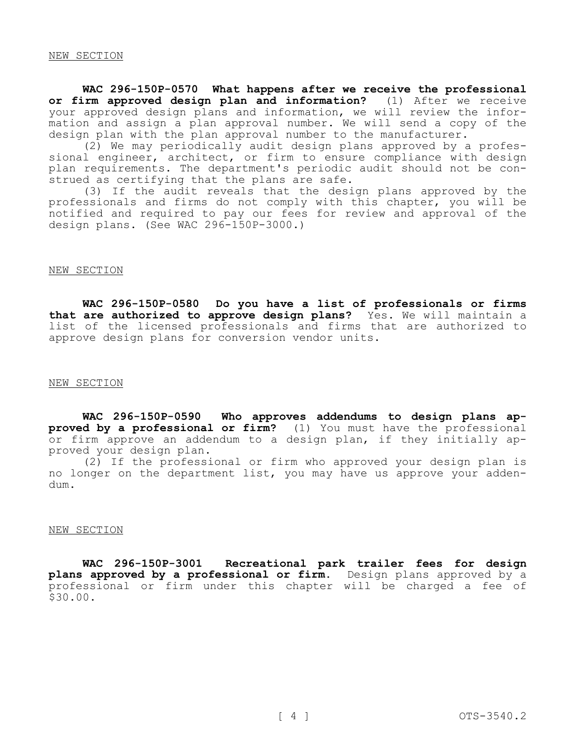NEW SECTION

**WAC 296-150P-0570 What happens after we receive the professional or firm approved design plan and information?** (1) After we receive your approved design plans and information, we will review the information and assign a plan approval number. We will send a copy of the design plan with the plan approval number to the manufacturer.

(2) We may periodically audit design plans approved by a professional engineer, architect, or firm to ensure compliance with design plan requirements. The department's periodic audit should not be construed as certifying that the plans are safe.

(3) If the audit reveals that the design plans approved by the professionals and firms do not comply with this chapter, you will be notified and required to pay our fees for review and approval of the design plans. (See WAC 296-150P-3000.)

NEW SECTION

**WAC 296-150P-0580 Do you have a list of professionals or firms that are authorized to approve design plans?** Yes. We will maintain a list of the licensed professionals and firms that are authorized to approve design plans for conversion vendor units.

NEW SECTION

**WAC 296-150P-0590 Who approves addendums to design plans approved by a professional or firm?** (1) You must have the professional or firm approve an addendum to a design plan, if they initially approved your design plan.

(2) If the professional or firm who approved your design plan is no longer on the department list, you may have us approve your addendum.

NEW SECTION

**WAC 296-150P-3001 Recreational park trailer fees for design plans approved by a professional or firm.** Design plans approved by a professional or firm under this chapter will be charged a fee of $30.00.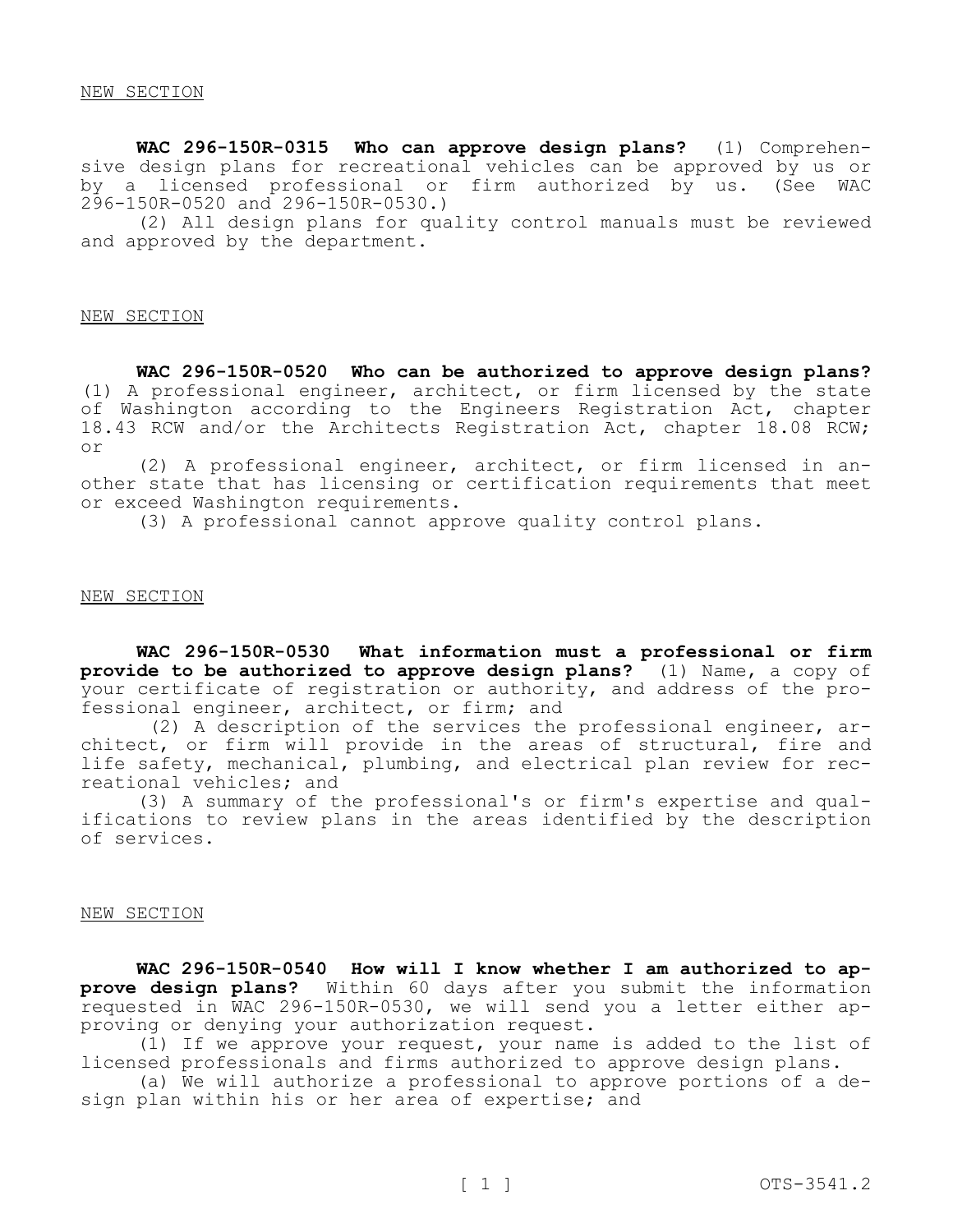NEW SECTION

**WAC 296-150R-0315 Who can approve design plans?** (1) Comprehensive design plans for recreational vehicles can be approved by us or by a licensed professional or firm authorized by us. (See WAC 296-150R-0520 and 296-150R-0530.)

(2) All design plans for quality control manuals must be reviewed and approved by the department.

NEW SECTION

**WAC 296-150R-0520 Who can be authorized to approve design plans?** (1) A professional engineer, architect, or firm licensed by the state of Washington according to the Engineers Registration Act, chapter 18.43 RCW and/or the Architects Registration Act, chapter 18.08 RCW; or

(2) A professional engineer, architect, or firm licensed in another state that has licensing or certification requirements that meet or exceed Washington requirements.

(3) A professional cannot approve quality control plans.

NEW SECTION

**WAC 296-150R-0530 What information must a professional or firm provide to be authorized to approve design plans?** (1) Name, a copy of your certificate of registration or authority, and address of the professional engineer, architect, or firm; and

(2) A description of the services the professional engineer, architect, or firm will provide in the areas of structural, fire and life safety, mechanical, plumbing, and electrical plan review for recreational vehicles; and

(3) A summary of the professional's or firm's expertise and qualifications to review plans in the areas identified by the description of services.

NEW SECTION

**WAC 296-150R-0540 How will I know whether I am authorized to approve design plans?** Within 60 days after you submit the information requested in WAC 296-150R-0530, we will send you a letter either approving or denying your authorization request.

(1) If we approve your request, your name is added to the list of licensed professionals and firms authorized to approve design plans.

(a) We will authorize a professional to approve portions of a design plan within his or her area of expertise; and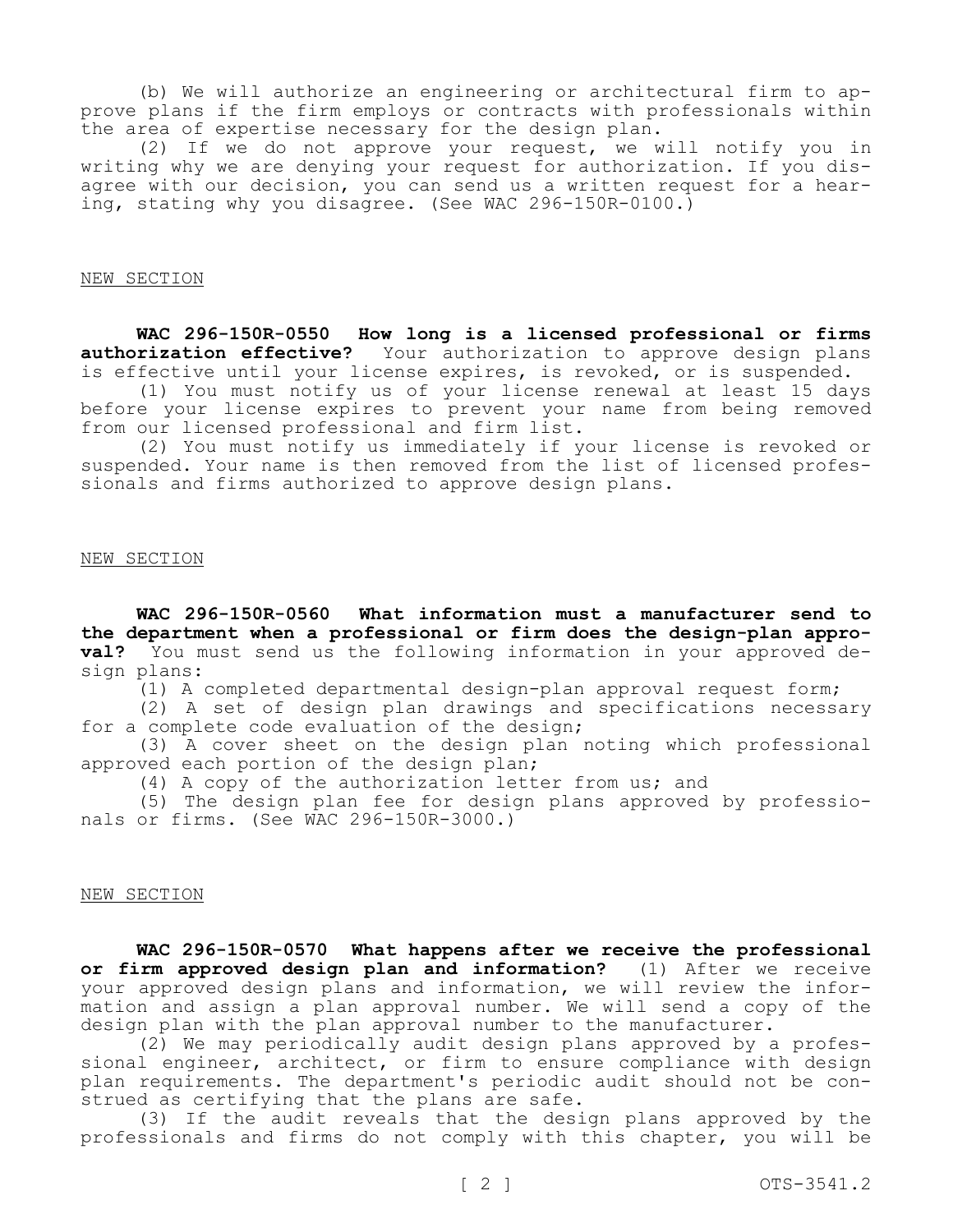(b) We will authorize an engineering or architectural firm to approve plans if the firm employs or contracts with professionals within the area of expertise necessary for the design plan.

(2) If we do not approve your request, we will notify you in writing why we are denying your request for authorization. If you disagree with our decision, you can send us a written request for a hearing, stating why you disagree. (See WAC 296-150R-0100.)

NEW SECTION

**WAC 296-150R-0550 How long is a licensed professional or firms authorization effective?** Your authorization to approve design plans is effective until your license expires, is revoked, or is suspended.

(1) You must notify us of your license renewal at least 15 days before your license expires to prevent your name from being removed from our licensed professional and firm list.

(2) You must notify us immediately if your license is revoked or suspended. Your name is then removed from the list of licensed professionals and firms authorized to approve design plans.

NEW SECTION

**WAC 296-150R-0560 What information must a manufacturer send to the department when a professional or firm does the design-plan approval?** You must send us the following information in your approved design plans:

(1) A completed departmental design-plan approval request form;

(2) A set of design plan drawings and specifications necessary for a complete code evaluation of the design;

(3) A cover sheet on the design plan noting which professional approved each portion of the design plan;

(4) A copy of the authorization letter from us; and

(5) The design plan fee for design plans approved by professionals or firms. (See WAC 296-150R-3000.)

NEW SECTION

**WAC 296-150R-0570 What happens after we receive the professional or firm approved design plan and information?** (1) After we receive your approved design plans and information, we will review the information and assign a plan approval number. We will send a copy of the design plan with the plan approval number to the manufacturer.

(2) We may periodically audit design plans approved by a professional engineer, architect, or firm to ensure compliance with design plan requirements. The department's periodic audit should not be construed as certifying that the plans are safe.

(3) If the audit reveals that the design plans approved by the professionals and firms do not comply with this chapter, you will be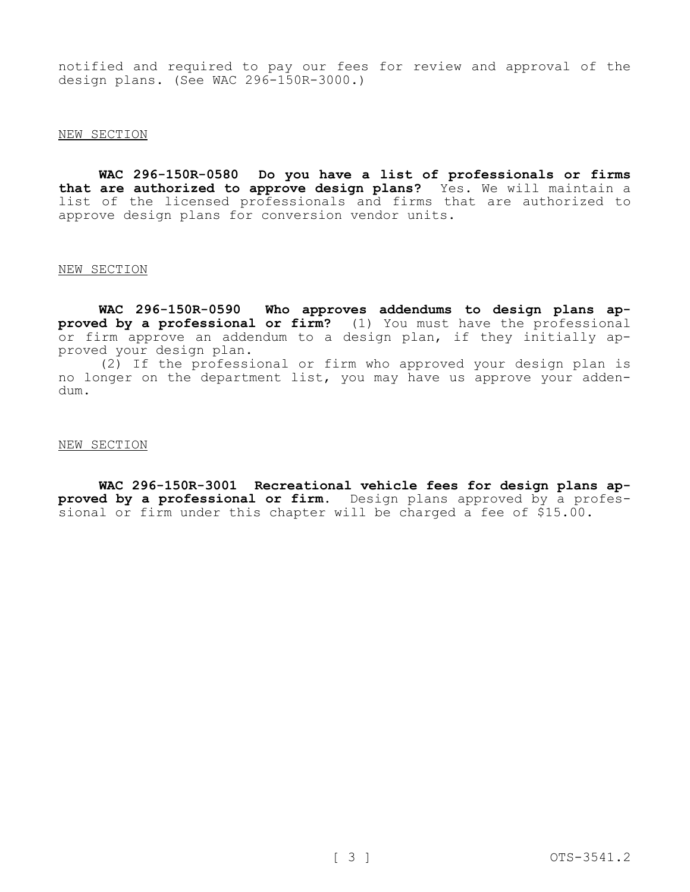notified and required to pay our fees for review and approval of the design plans. (See WAC 296-150R-3000.)

NEW SECTION

**WAC 296-150R-0580 Do you have a list of professionals or firms that are authorized to approve design plans?** Yes. We will maintain a list of the licensed professionals and firms that are authorized to approve design plans for conversion vendor units.

NEW SECTION

**WAC 296-150R-0590 Who approves addendums to design plans approved by a professional or firm?** (1) You must have the professional or firm approve an addendum to a design plan, if they initially approved your design plan.

(2) If the professional or firm who approved your design plan is no longer on the department list, you may have us approve your addendum.

NEW SECTION

**WAC 296-150R-3001 Recreational vehicle fees for design plans approved by a professional or firm.** Design plans approved by a professional or firm under this chapter will be charged a fee of $15.00.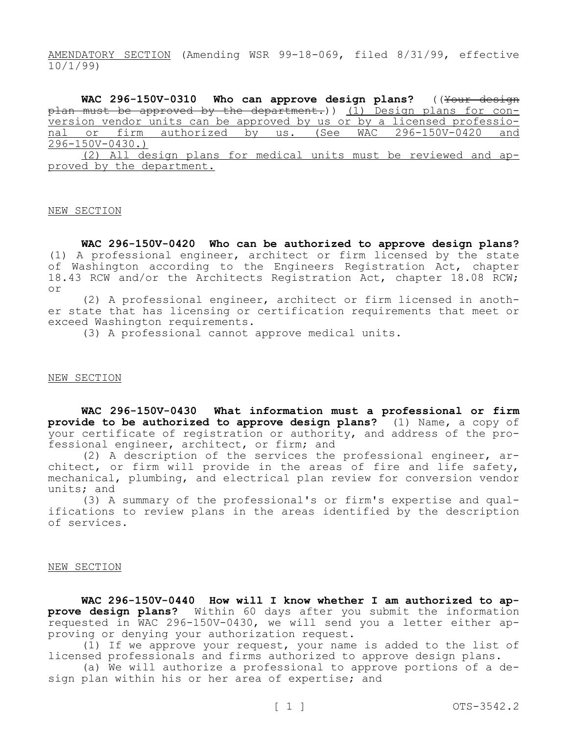AMENDATORY SECTION (Amending WSR 99-18-069, filed 8/31/99, effective 10/1/99)

**WAC 296-150V-0310 Who can approve design plans?** ((~~Your design plan must be approved by the department.~~)) (1) Design plans for conversion vendor units can be approved by us or by a licensed professional or firm authorized by us. (See WAC 296-150V-0420 and 296-150V-0430.)

(2) All design plans for medical units must be reviewed and approved by the department.

NEW SECTION

**WAC 296-150V-0420 Who can be authorized to approve design plans?** (1) A professional engineer, architect or firm licensed by the state of Washington according to the Engineers Registration Act, chapter 18.43 RCW and/or the Architects Registration Act, chapter 18.08 RCW; or

(2) A professional engineer, architect or firm licensed in another state that has licensing or certification requirements that meet or exceed Washington requirements.

(3) A professional cannot approve medical units.

NEW SECTION

**WAC 296-150V-0430 What information must a professional or firm provide to be authorized to approve design plans?** (1) Name, a copy of your certificate of registration or authority, and address of the professional engineer, architect, or firm; and

(2) A description of the services the professional engineer, architect, or firm will provide in the areas of fire and life safety, mechanical, plumbing, and electrical plan review for conversion vendor units; and

(3) A summary of the professional's or firm's expertise and qualifications to review plans in the areas identified by the description of services.

NEW SECTION

**WAC 296-150V-0440 How will I know whether I am authorized to approve design plans?** Within 60 days after you submit the information requested in WAC 296-150V-0430, we will send you a letter either approving or denying your authorization request.

(1) If we approve your request, your name is added to the list of licensed professionals and firms authorized to approve design plans.

(a) We will authorize a professional to approve portions of a design plan within his or her area of expertise; and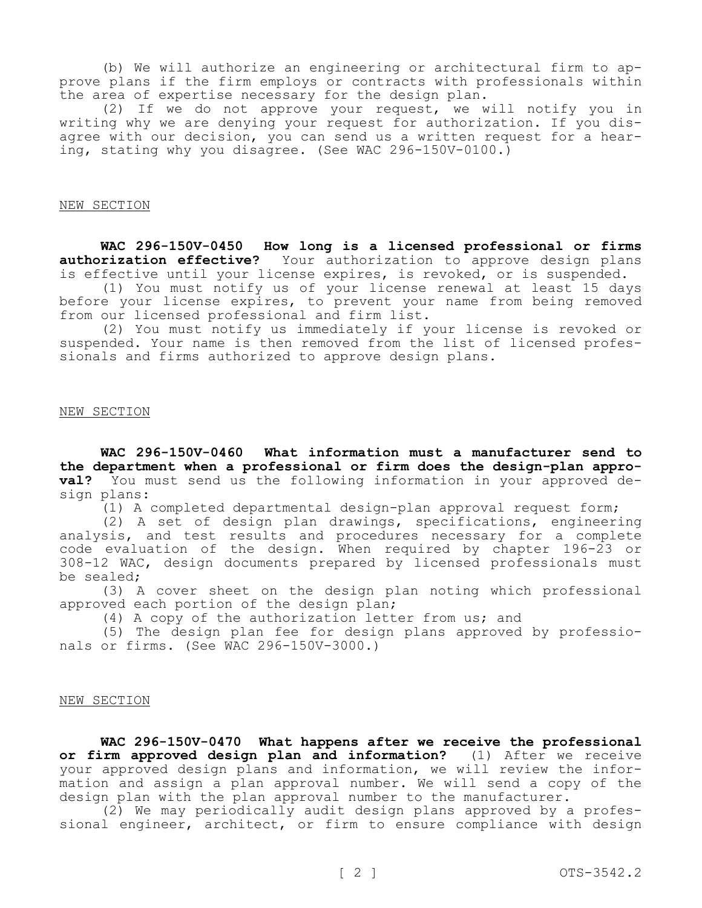(b) We will authorize an engineering or architectural firm to approve plans if the firm employs or contracts with professionals within the area of expertise necessary for the design plan.

(2) If we do not approve your request, we will notify you in writing why we are denying your request for authorization. If you disagree with our decision, you can send us a written request for a hearing, stating why you disagree. (See WAC 296-150V-0100.)

NEW SECTION

**WAC 296-150V-0450 How long is a licensed professional or firms authorization effective?** Your authorization to approve design plans is effective until your license expires, is revoked, or is suspended.

(1) You must notify us of your license renewal at least 15 days before your license expires, to prevent your name from being removed from our licensed professional and firm list.

(2) You must notify us immediately if your license is revoked or suspended. Your name is then removed from the list of licensed professionals and firms authorized to approve design plans.

NEW SECTION

**WAC 296-150V-0460 What information must a manufacturer send to the department when a professional or firm does the design-plan approval?** You must send us the following information in your approved design plans:

(1) A completed departmental design-plan approval request form;

(2) A set of design plan drawings, specifications, engineering analysis, and test results and procedures necessary for a complete code evaluation of the design. When required by chapter 196-23 or 308-12 WAC, design documents prepared by licensed professionals must be sealed;

(3) A cover sheet on the design plan noting which professional approved each portion of the design plan;

(4) A copy of the authorization letter from us; and

(5) The design plan fee for design plans approved by professionals or firms. (See WAC 296-150V-3000.)

NEW SECTION

**WAC 296-150V-0470 What happens after we receive the professional or firm approved design plan and information?** (1) After we receive your approved design plans and information, we will review the information and assign a plan approval number. We will send a copy of the design plan with the plan approval number to the manufacturer.

(2) We may periodically audit design plans approved by a professional engineer, architect, or firm to ensure compliance with design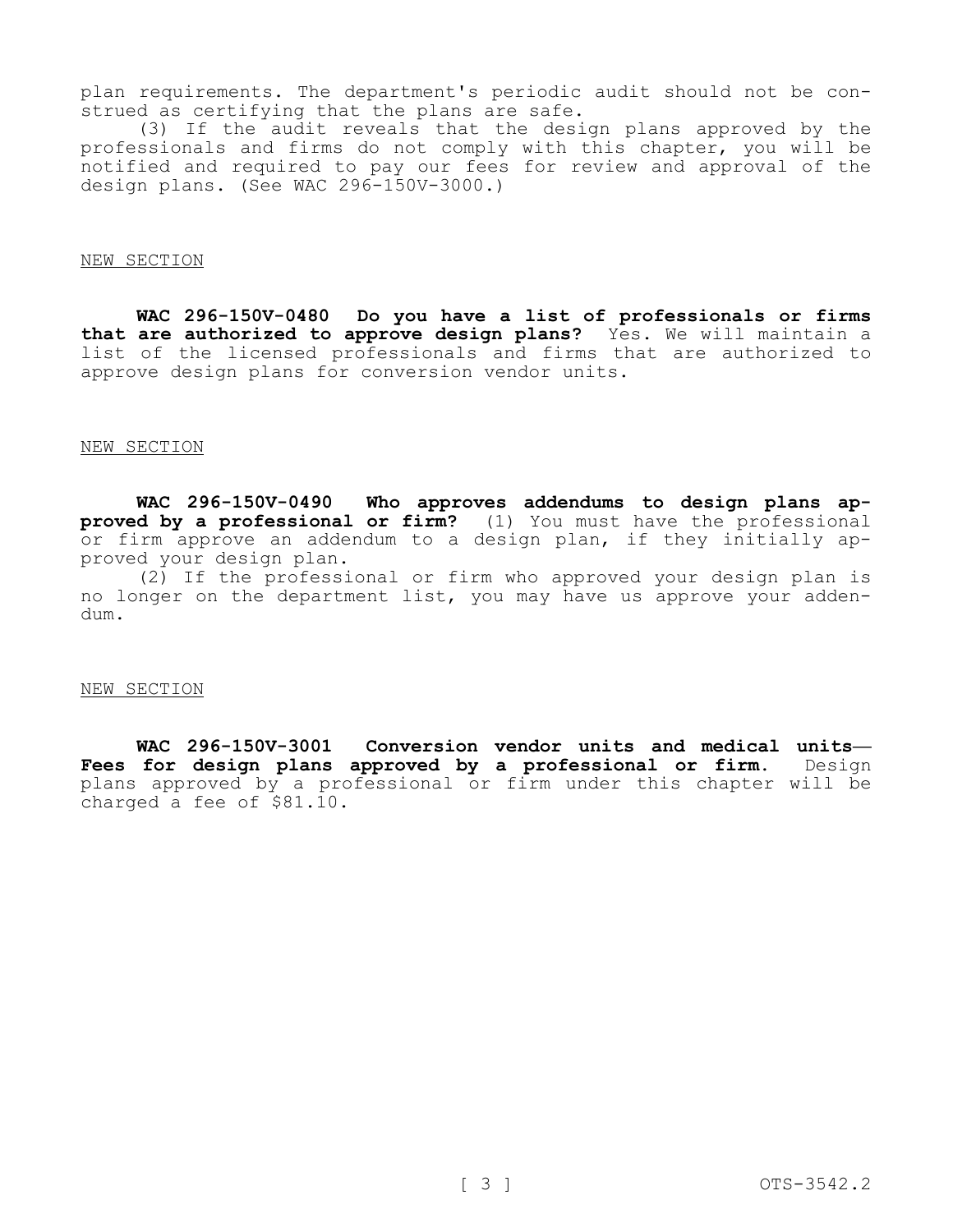plan requirements. The department's periodic audit should not be construed as certifying that the plans are safe.

(3) If the audit reveals that the design plans approved by the professionals and firms do not comply with this chapter, you will be notified and required to pay our fees for review and approval of the design plans. (See WAC 296-150V-3000.)

NEW SECTION

**WAC 296-150V-0480 Do you have a list of professionals or firms that are authorized to approve design plans?** Yes. We will maintain a list of the licensed professionals and firms that are authorized to approve design plans for conversion vendor units.

NEW SECTION

**WAC 296-150V-0490 Who approves addendums to design plans approved by a professional or firm?** (1) You must have the professional or firm approve an addendum to a design plan, if they initially approved your design plan.

(2) If the professional or firm who approved your design plan is no longer on the department list, you may have us approve your addendum.

NEW SECTION

**WAC 296-150V-3001 Conversion vendor units and medical units—Fees for design plans approved by a professional or firm.** Design plans approved by a professional or firm under this chapter will be charged a fee of $81.10.